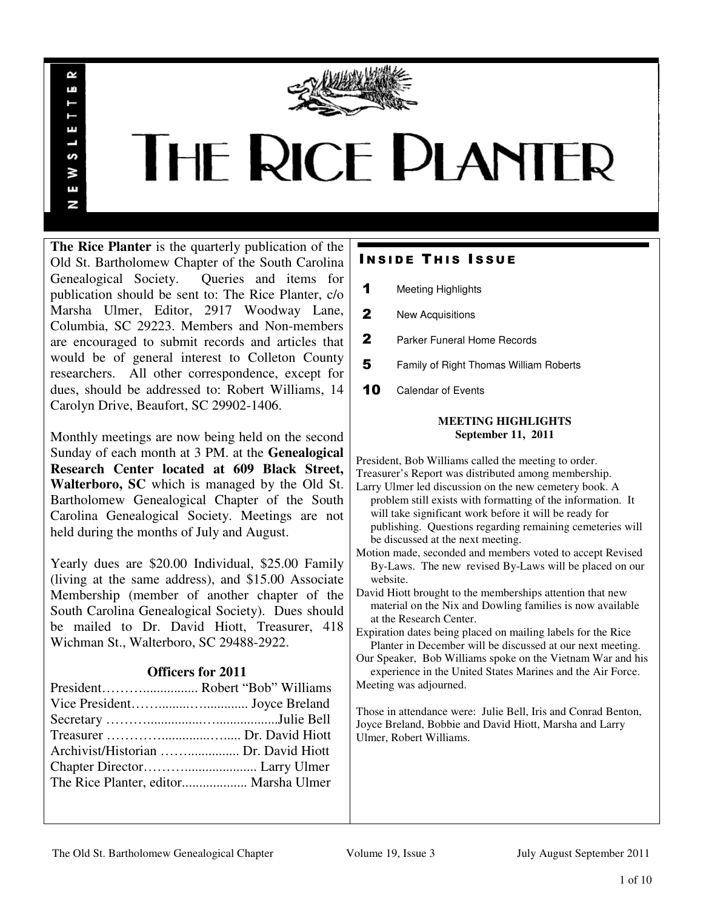NEWSLETTER

# THE RICE PLANTER

**The Rice Planter** is the quarterly publication of the Old St. Bartholomew Chapter of the South Carolina Genealogical Society. Queries and items for publication should be sent to: The Rice Planter, c/o Marsha Ulmer, Editor, 2917 Woodway Lane, Columbia, SC 29223. Members and Non-members are encouraged to submit records and articles that would be of general interest to Colleton County researchers. All other correspondence, except for dues, should be addressed to: Robert Williams, 14 Carolyn Drive, Beaufort, SC 29902-1406.

Monthly meetings are now being held on the second Sunday of each month at 3 PM. at the **Genealogical Research Center located at 609 Black Street, Walterboro, SC** which is managed by the Old St. Bartholomew Genealogical Chapter of the South Carolina Genealogical Society. Meetings are not held during the months of July and August.

Yearly dues are $20.00 Individual, $25.00 Family (living at the same address), and $15.00 Associate Membership (member of another chapter of the South Carolina Genealogical Society). Dues should be mailed to Dr. David Hiott, Treasurer, 418 Wichman St., Walterboro, SC 29488-2922.

### Officers for 2011

President………................ Robert "Bob" Williams
Vice President……..........….............. Joyce Breland
Secretary ………..................…..................Julie Bell
Treasurer …………….............…..... Dr. David Hiott
Archivist/Historian ……............... Dr. David Hiott
Chapter Director…………..................... Larry Ulmer
The Rice Planter, editor................... Marsha Ulmer

## INSIDE THIS ISSUE

**1** Meeting Highlights
**2** New Acquisitions
**2** Parker Funeral Home Records
**5** Family of Right Thomas William Roberts
**10** Calendar of Events

### MEETING HIGHLIGHTS
**September 11, 2011**

President, Bob Williams called the meeting to order.
Treasurer's Report was distributed among membership.
Larry Ulmer led discussion on the new cemetery book. A problem still exists with formatting of the information. It will take significant work before it will be ready for publishing. Questions regarding remaining cemeteries will be discussed at the next meeting.
Motion made, seconded and members voted to accept Revised By-Laws. The new revised By-Laws will be placed on our website.
David Hiott brought to the memberships attention that new material on the Nix and Dowling families is now available at the Research Center.
Expiration dates being placed on mailing labels for the Rice Planter in December will be discussed at our next meeting.
Our Speaker, Bob Williams spoke on the Vietnam War and his experience in the United States Marines and the Air Force.
Meeting was adjourned.

Those in attendance were: Julie Bell, Iris and Conrad Benton, Joyce Breland, Bobbie and David Hiott, Marsha and Larry Ulmer, Robert Williams.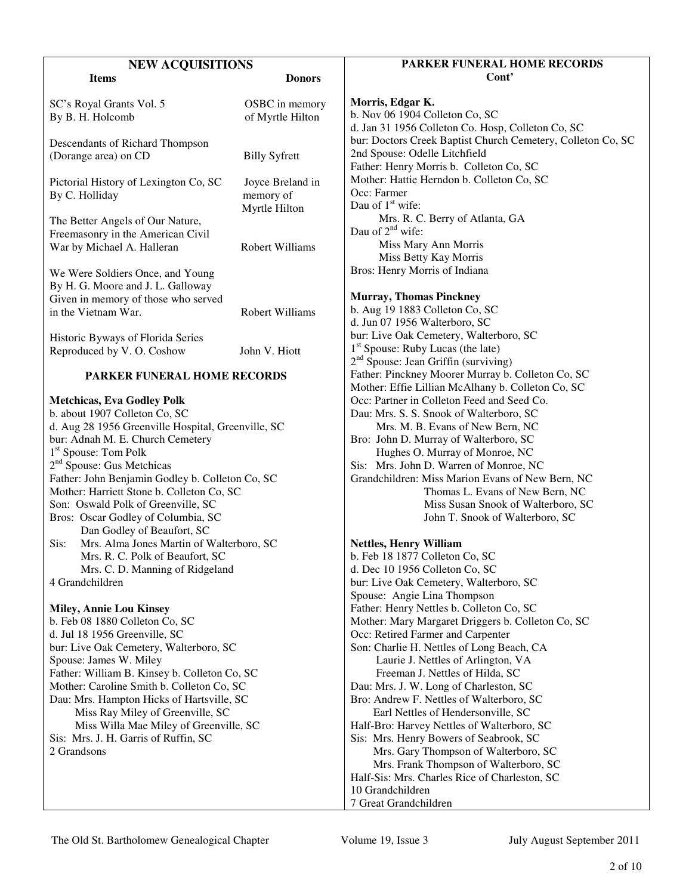## NEW ACQUISITIONS

| Items | Donors |
|---|---|
| SC's Royal Grants Vol. 5 By B. H. Holcomb | OSBC in memory of Myrtle Hilton |
| Descendants of Richard Thompson (Dorange area) on CD | Billy Syfrett |
| Pictorial History of Lexington Co, SC By C. Holliday | Joyce Breland in memory of Myrtle Hilton |
| The Better Angels of Our Nature, Freemasonry in the American Civil War by Michael A. Halleran | Robert Williams |
| We Were Soldiers Once, and Young By H. G. Moore and J. L. Galloway Given in memory of those who served in the Vietnam War. | Robert Williams |
| Historic Byways of Florida Series Reproduced by V. O. Coshow | John V. Hiott |

## PARKER FUNERAL HOME RECORDS

**Metchicas, Eva Godley Polk**
b. about 1907 Colleton Co, SC
d. Aug 28 1956 Greenville Hospital, Greenville, SC
bur: Adnah M. E. Church Cemetery
1st Spouse: Tom Polk
2nd Spouse: Gus Metchicas
Father: John Benjamin Godley b. Colleton Co, SC
Mother: Harriett Stone b. Colleton Co, SC
Son: Oswald Polk of Greenville, SC
Bros: Oscar Godley of Columbia, SC
Dan Godley of Beaufort, SC
Sis: Mrs. Alma Jones Martin of Walterboro, SC
Mrs. R. C. Polk of Beaufort, SC
Mrs. C. D. Manning of Ridgeland
4 Grandchildren

**Miley, Annie Lou Kinsey**
b. Feb 08 1880 Colleton Co, SC
d. Jul 18 1956 Greenville, SC
bur: Live Oak Cemetery, Walterboro, SC
Spouse: James W. Miley
Father: William B. Kinsey b. Colleton Co, SC
Mother: Caroline Smith b. Colleton Co, SC
Dau: Mrs. Hampton Hicks of Hartsville, SC
Miss Ray Miley of Greenville, SC
Miss Willa Mae Miley of Greenville, SC
Sis: Mrs. J. H. Garris of Ruffin, SC
2 Grandsons

## PARKER FUNERAL HOME RECORDS Cont'

**Morris, Edgar K.**
b. Nov 06 1904 Colleton Co, SC
d. Jan 31 1956 Colleton Co. Hosp, Colleton Co, SC
bur: Doctors Creek Baptist Church Cemetery, Colleton Co, SC
2nd Spouse: Odelle Litchfield
Father: Henry Morris b. Colleton Co, SC
Mother: Hattie Herndon b. Colleton Co, SC
Occ: Farmer
Dau of 1st wife:
Mrs. R. C. Berry of Atlanta, GA
Dau of 2nd wife:
Miss Mary Ann Morris
Miss Betty Kay Morris
Bros: Henry Morris of Indiana

**Murray, Thomas Pinckney**
b. Aug 19 1883 Colleton Co, SC
d. Jun 07 1956 Walterboro, SC
bur: Live Oak Cemetery, Walterboro, SC
1st Spouse: Ruby Lucas (the late)
2nd Spouse: Jean Griffin (surviving)
Father: Pinckney Moorer Murray b. Colleton Co, SC
Mother: Effie Lillian McAlhany b. Colleton Co, SC
Occ: Partner in Colleton Feed and Seed Co.
Dau: Mrs. S. S. Snook of Walterboro, SC
Mrs. M. B. Evans of New Bern, NC
Bro: John D. Murray of Walterboro, SC
Hughes O. Murray of Monroe, NC
Sis: Mrs. John D. Warren of Monroe, NC
Grandchildren: Miss Marion Evans of New Bern, NC
Thomas L. Evans of New Bern, NC
Miss Susan Snook of Walterboro, SC
John T. Snook of Walterboro, SC

**Nettles, Henry William**
b. Feb 18 1877 Colleton Co, SC
d. Dec 10 1956 Colleton Co, SC
bur: Live Oak Cemetery, Walterboro, SC
Spouse: Angie Lina Thompson
Father: Henry Nettles b. Colleton Co, SC
Mother: Mary Margaret Driggers b. Colleton Co, SC
Occ: Retired Farmer and Carpenter
Son: Charlie H. Nettles of Long Beach, CA
Laurie J. Nettles of Arlington, VA
Freeman J. Nettles of Hilda, SC
Dau: Mrs. J. W. Long of Charleston, SC
Bro: Andrew F. Nettles of Walterboro, SC
Earl Nettles of Hendersonville, SC
Half-Bro: Harvey Nettles of Walterboro, SC
Sis: Mrs. Henry Bowers of Seabrook, SC
Mrs. Gary Thompson of Walterboro, SC
Mrs. Frank Thompson of Walterboro, SC
Half-Sis: Mrs. Charles Rice of Charleston, SC
10 Grandchildren
7 Great Grandchildren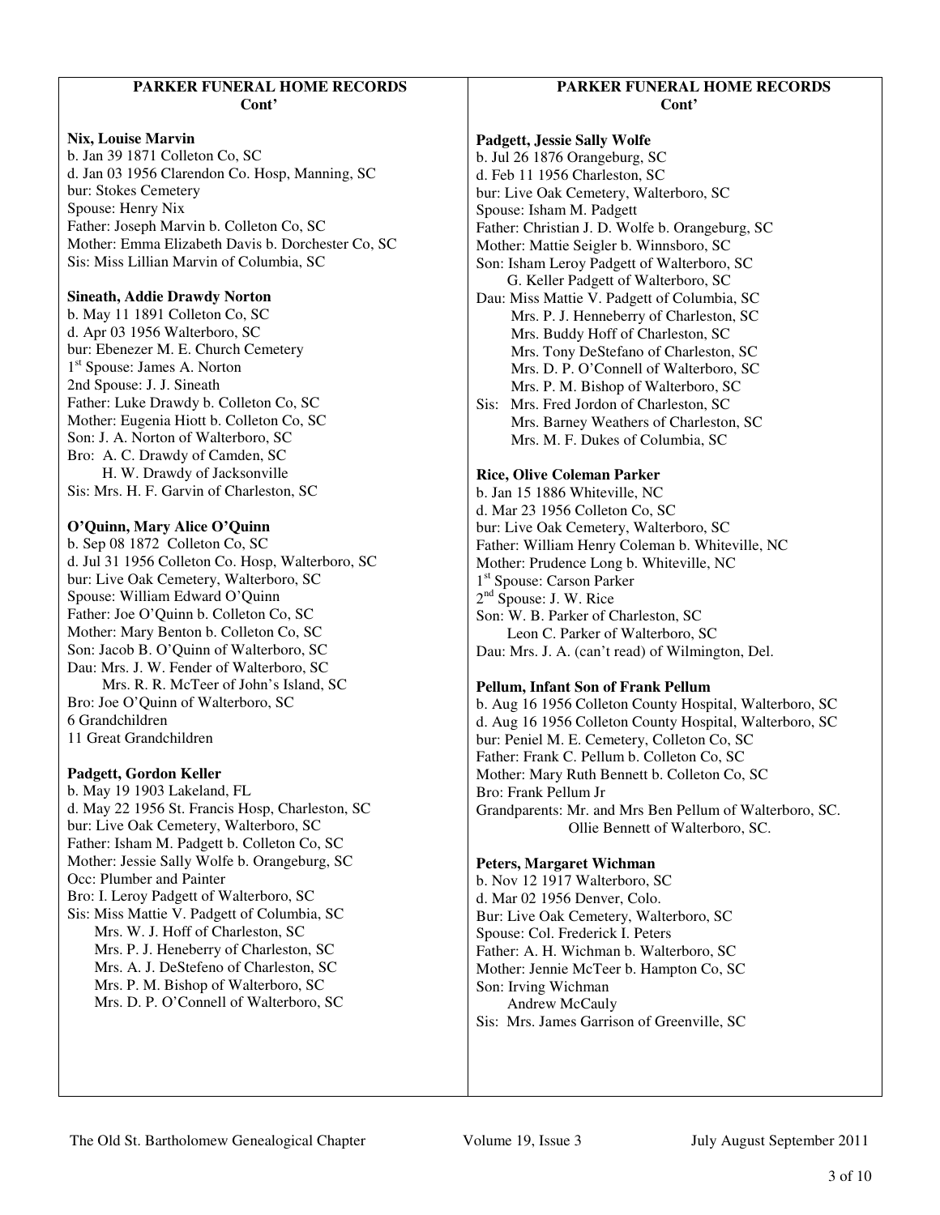## PARKER FUNERAL HOME RECORDS Cont'

**Nix, Louise Marvin**
b. Jan 39 1871 Colleton Co, SC
d. Jan 03 1956 Clarendon Co. Hosp, Manning, SC
bur: Stokes Cemetery
Spouse: Henry Nix
Father: Joseph Marvin b. Colleton Co, SC
Mother: Emma Elizabeth Davis b. Dorchester Co, SC
Sis: Miss Lillian Marvin of Columbia, SC

**Sineath, Addie Drawdy Norton**
b. May 11 1891 Colleton Co, SC
d. Apr 03 1956 Walterboro, SC
bur: Ebenezer M. E. Church Cemetery
1st Spouse: James A. Norton
2nd Spouse: J. J. Sineath
Father: Luke Drawdy b. Colleton Co, SC
Mother: Eugenia Hiott b. Colleton Co, SC
Son: J. A. Norton of Walterboro, SC
Bro: A. C. Drawdy of Camden, SC
H. W. Drawdy of Jacksonville
Sis: Mrs. H. F. Garvin of Charleston, SC

**O'Quinn, Mary Alice O'Quinn**
b. Sep 08 1872 Colleton Co, SC
d. Jul 31 1956 Colleton Co. Hosp, Walterboro, SC
bur: Live Oak Cemetery, Walterboro, SC
Spouse: William Edward O'Quinn
Father: Joe O'Quinn b. Colleton Co, SC
Mother: Mary Benton b. Colleton Co, SC
Son: Jacob B. O'Quinn of Walterboro, SC
Dau: Mrs. J. W. Fender of Walterboro, SC
Mrs. R. R. McTeer of John's Island, SC
Bro: Joe O'Quinn of Walterboro, SC
6 Grandchildren
11 Great Grandchildren

**Padgett, Gordon Keller**
b. May 19 1903 Lakeland, FL
d. May 22 1956 St. Francis Hosp, Charleston, SC
bur: Live Oak Cemetery, Walterboro, SC
Father: Isham M. Padgett b. Colleton Co, SC
Mother: Jessie Sally Wolfe b. Orangeburg, SC
Occ: Plumber and Painter
Bro: I. Leroy Padgett of Walterboro, SC
Sis: Miss Mattie V. Padgett of Columbia, SC
Mrs. W. J. Hoff of Charleston, SC
Mrs. P. J. Heneberry of Charleston, SC
Mrs. A. J. DeStefeno of Charleston, SC
Mrs. P. M. Bishop of Walterboro, SC
Mrs. D. P. O'Connell of Walterboro, SC

**Padgett, Jessie Sally Wolfe**
b. Jul 26 1876 Orangeburg, SC
d. Feb 11 1956 Charleston, SC
bur: Live Oak Cemetery, Walterboro, SC
Spouse: Isham M. Padgett
Father: Christian J. D. Wolfe b. Orangeburg, SC
Mother: Mattie Seigler b. Winnsboro, SC
Son: Isham Leroy Padgett of Walterboro, SC
G. Keller Padgett of Walterboro, SC
Dau: Miss Mattie V. Padgett of Columbia, SC
Mrs. P. J. Henneberry of Charleston, SC
Mrs. Buddy Hoff of Charleston, SC
Mrs. Tony DeStefano of Charleston, SC
Mrs. D. P. O'Connell of Walterboro, SC
Mrs. P. M. Bishop of Walterboro, SC
Sis: Mrs. Fred Jordon of Charleston, SC
Mrs. Barney Weathers of Charleston, SC
Mrs. M. F. Dukes of Columbia, SC

**Rice, Olive Coleman Parker**
b. Jan 15 1886 Whiteville, NC
d. Mar 23 1956 Colleton Co, SC
bur: Live Oak Cemetery, Walterboro, SC
Father: William Henry Coleman b. Whiteville, NC
Mother: Prudence Long b. Whiteville, NC
1st Spouse: Carson Parker
2nd Spouse: J. W. Rice
Son: W. B. Parker of Charleston, SC
Leon C. Parker of Walterboro, SC
Dau: Mrs. J. A. (can't read) of Wilmington, Del.

**Pellum, Infant Son of Frank Pellum**
b. Aug 16 1956 Colleton County Hospital, Walterboro, SC
d. Aug 16 1956 Colleton County Hospital, Walterboro, SC
bur: Peniel M. E. Cemetery, Colleton Co, SC
Father: Frank C. Pellum b. Colleton Co, SC
Mother: Mary Ruth Bennett b. Colleton Co, SC
Bro: Frank Pellum Jr
Grandparents: Mr. and Mrs Ben Pellum of Walterboro, SC.
Ollie Bennett of Walterboro, SC.

**Peters, Margaret Wichman**
b. Nov 12 1917 Walterboro, SC
d. Mar 02 1956 Denver, Colo.
Bur: Live Oak Cemetery, Walterboro, SC
Spouse: Col. Frederick I. Peters
Father: A. H. Wichman b. Walterboro, SC
Mother: Jennie McTeer b. Hampton Co, SC
Son: Irving Wichman
Andrew McCauly
Sis: Mrs. James Garrison of Greenville, SC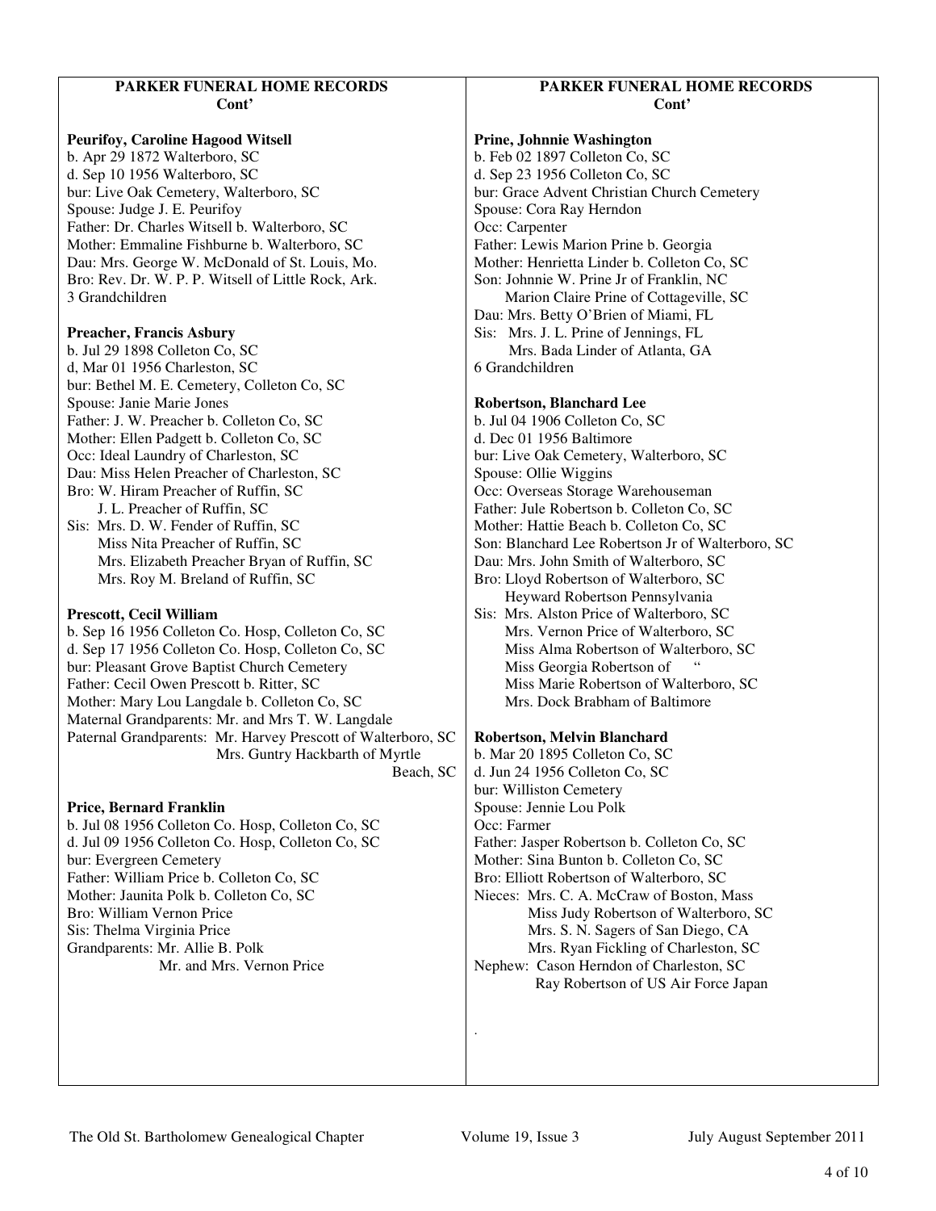## PARKER FUNERAL HOME RECORDS Cont'

**Peurifoy, Caroline Hagood Witsell**
b. Apr 29 1872 Walterboro, SC
d. Sep 10 1956 Walterboro, SC
bur: Live Oak Cemetery, Walterboro, SC
Spouse: Judge J. E. Peurifoy
Father: Dr. Charles Witsell b. Walterboro, SC
Mother: Emmaline Fishburne b. Walterboro, SC
Dau: Mrs. George W. McDonald of St. Louis, Mo.
Bro: Rev. Dr. W. P. P. Witsell of Little Rock, Ark.
3 Grandchildren

**Preacher, Francis Asbury**
b. Jul 29 1898 Colleton Co, SC
d, Mar 01 1956 Charleston, SC
bur: Bethel M. E. Cemetery, Colleton Co, SC
Spouse: Janie Marie Jones
Father: J. W. Preacher b. Colleton Co, SC
Mother: Ellen Padgett b. Colleton Co, SC
Occ: Ideal Laundry of Charleston, SC
Dau: Miss Helen Preacher of Charleston, SC
Bro: W. Hiram Preacher of Ruffin, SC
J. L. Preacher of Ruffin, SC
Sis: Mrs. D. W. Fender of Ruffin, SC
Miss Nita Preacher of Ruffin, SC
Mrs. Elizabeth Preacher Bryan of Ruffin, SC
Mrs. Roy M. Breland of Ruffin, SC

**Prescott, Cecil William**
b. Sep 16 1956 Colleton Co. Hosp, Colleton Co, SC
d. Sep 17 1956 Colleton Co. Hosp, Colleton Co, SC
bur: Pleasant Grove Baptist Church Cemetery
Father: Cecil Owen Prescott b. Ritter, SC
Mother: Mary Lou Langdale b. Colleton Co, SC
Maternal Grandparents: Mr. and Mrs T. W. Langdale
Paternal Grandparents: Mr. Harvey Prescott of Walterboro, SC
Mrs. Guntry Hackbarth of Myrtle Beach, SC

**Price, Bernard Franklin**
b. Jul 08 1956 Colleton Co. Hosp, Colleton Co, SC
d. Jul 09 1956 Colleton Co. Hosp, Colleton Co, SC
bur: Evergreen Cemetery
Father: William Price b. Colleton Co, SC
Mother: Jaunita Polk b. Colleton Co, SC
Bro: William Vernon Price
Sis: Thelma Virginia Price
Grandparents: Mr. Allie B. Polk
Mr. and Mrs. Vernon Price

## PARKER FUNERAL HOME RECORDS Cont'

**Prine, Johnnie Washington**
b. Feb 02 1897 Colleton Co, SC
d. Sep 23 1956 Colleton Co, SC
bur: Grace Advent Christian Church Cemetery
Spouse: Cora Ray Herndon
Occ: Carpenter
Father: Lewis Marion Prine b. Georgia
Mother: Henrietta Linder b. Colleton Co, SC
Son: Johnnie W. Prine Jr of Franklin, NC
Marion Claire Prine of Cottageville, SC
Dau: Mrs. Betty O'Brien of Miami, FL
Sis: Mrs. J. L. Prine of Jennings, FL
Mrs. Bada Linder of Atlanta, GA
6 Grandchildren

**Robertson, Blanchard Lee**
b. Jul 04 1906 Colleton Co, SC
d. Dec 01 1956 Baltimore
bur: Live Oak Cemetery, Walterboro, SC
Spouse: Ollie Wiggins
Occ: Overseas Storage Warehouseman
Father: Jule Robertson b. Colleton Co, SC
Mother: Hattie Beach b. Colleton Co, SC
Son: Blanchard Lee Robertson Jr of Walterboro, SC
Dau: Mrs. John Smith of Walterboro, SC
Bro: Lloyd Robertson of Walterboro, SC
Heyward Robertson Pennsylvania
Sis: Mrs. Alston Price of Walterboro, SC
Mrs. Vernon Price of Walterboro, SC
Miss Alma Robertson of Walterboro, SC
Miss Georgia Robertson of "
Miss Marie Robertson of Walterboro, SC
Mrs. Dock Brabham of Baltimore

**Robertson, Melvin Blanchard**
b. Mar 20 1895 Colleton Co, SC
d. Jun 24 1956 Colleton Co, SC
bur: Williston Cemetery
Spouse: Jennie Lou Polk
Occ: Farmer
Father: Jasper Robertson b. Colleton Co, SC
Mother: Sina Bunton b. Colleton Co, SC
Bro: Elliott Robertson of Walterboro, SC
Nieces: Mrs. C. A. McCraw of Boston, Mass
Miss Judy Robertson of Walterboro, SC
Mrs. S. N. Sagers of San Diego, CA
Mrs. Ryan Fickling of Charleston, SC
Nephew: Cason Herndon of Charleston, SC
Ray Robertson of US Air Force Japan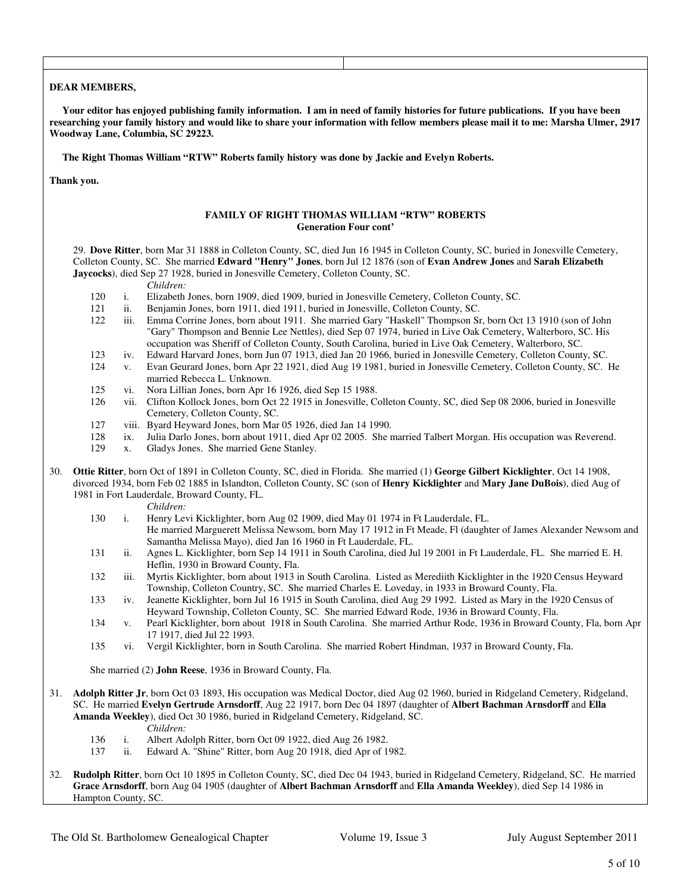**DEAR MEMBERS,**

**Your editor has enjoyed publishing family information. I am in need of family histories for future publications. If you have been researching your family history and would like to share your information with fellow members please mail it to me: Marsha Ulmer, 2917 Woodway Lane, Columbia, SC 29223.**

**The Right Thomas William "RTW" Roberts family history was done by Jackie and Evelyn Roberts.**

**Thank you.**

## FAMILY OF RIGHT THOMAS WILLIAM "RTW" ROBERTS
### Generation Four cont'

29. **Dove Ritter**, born Mar 31 1888 in Colleton County, SC, died Jun 16 1945 in Colleton County, SC, buried in Jonesville Cemetery, Colleton County, SC. She married **Edward "Henry" Jones**, born Jul 12 1876 (son of **Evan Andrew Jones** and **Sarah Elizabeth Jaycocks**), died Sep 27 1928, buried in Jonesville Cemetery, Colleton County, SC.

*Children:*

- 120 i. Elizabeth Jones, born 1909, died 1909, buried in Jonesville Cemetery, Colleton County, SC.
- 121 ii. Benjamin Jones, born 1911, died 1911, buried in Jonesville, Colleton County, SC.
- 122 iii. Emma Corrine Jones, born about 1911. She married Gary "Haskell" Thompson Sr, born Oct 13 1910 (son of John "Gary" Thompson and Bennie Lee Nettles), died Sep 07 1974, buried in Live Oak Cemetery, Walterboro, SC. His occupation was Sheriff of Colleton County, South Carolina, buried in Live Oak Cemetery, Walterboro, SC.
- 123 iv. Edward Harvard Jones, born Jun 07 1913, died Jan 20 1966, buried in Jonesville Cemetery, Colleton County, SC.
- 124 v. Evan Geurard Jones, born Apr 22 1921, died Aug 19 1981, buried in Jonesville Cemetery, Colleton County, SC. He married Rebecca L. Unknown.
- 125 vi. Nora Lillian Jones, born Apr 16 1926, died Sep 15 1988.
- 126 vii. Clifton Kollock Jones, born Oct 22 1915 in Jonesville, Colleton County, SC, died Sep 08 2006, buried in Jonesville Cemetery, Colleton County, SC.
- 127 viii. Byard Heyward Jones, born Mar 05 1926, died Jan 14 1990.
- 128 ix. Julia Darlo Jones, born about 1911, died Apr 02 2005. She married Talbert Morgan. His occupation was Reverend.
- 129 x. Gladys Jones. She married Gene Stanley.

30. **Ottie Ritter**, born Oct of 1891 in Colleton County, SC, died in Florida. She married (1) **George Gilbert Kicklighter**, Oct 14 1908, divorced 1934, born Feb 02 1885 in Islandton, Colleton County, SC (son of **Henry Kicklighter** and **Mary Jane DuBois**), died Aug of 1981 in Fort Lauderdale, Broward County, FL.

*Children:*

- 130 i. Henry Levi Kicklighter, born Aug 02 1909, died May 01 1974 in Ft Lauderdale, FL. He married Marguerett Melissa Newsom, born May 17 1912 in Ft Meade, Fl (daughter of James Alexander Newsom and Samantha Melissa Mayo), died Jan 16 1960 in Ft Lauderdale, FL.
- 131 ii. Agnes L. Kicklighter, born Sep 14 1911 in South Carolina, died Jul 19 2001 in Ft Lauderdale, FL. She married E. H. Heflin, 1930 in Broward County, Fla.
- 132 iii. Myrtis Kicklighter, born about 1913 in South Carolina. Listed as Merediith Kicklighter in the 1920 Census Heyward Township, Colleton Country, SC. She married Charles E. Loveday, in 1933 in Broward County, Fla.
- 133 iv. Jeanette Kicklighter, born Jul 16 1915 in South Carolina, died Aug 29 1992. Listed as Mary in the 1920 Census of Heyward Township, Colleton County, SC. She married Edward Rode, 1936 in Broward County, Fla.
- 134 v. Pearl Kicklighter, born about 1918 in South Carolina. She married Arthur Rode, 1936 in Broward County, Fla, born Apr 17 1917, died Jul 22 1993.
- 135 vi. Vergil Kicklighter, born in South Carolina. She married Robert Hindman, 1937 in Broward County, Fla.

She married (2) **John Reese**, 1936 in Broward County, Fla.

31. **Adolph Ritter Jr**, born Oct 03 1893, His occupation was Medical Doctor, died Aug 02 1960, buried in Ridgeland Cemetery, Ridgeland, SC. He married **Evelyn Gertrude Arnsdorff**, Aug 22 1917, born Dec 04 1897 (daughter of **Albert Bachman Arnsdorff** and **Ella Amanda Weekley**), died Oct 30 1986, buried in Ridgeland Cemetery, Ridgeland, SC.

*Children:*

- 136 i. Albert Adolph Ritter, born Oct 09 1922, died Aug 26 1982.
- 137 ii. Edward A. "Shine" Ritter, born Aug 20 1918, died Apr of 1982.

32. **Rudolph Ritter**, born Oct 10 1895 in Colleton County, SC, died Dec 04 1943, buried in Ridgeland Cemetery, Ridgeland, SC. He married **Grace Arnsdorff**, born Aug 04 1905 (daughter of **Albert Bachman Arnsdorff** and **Ella Amanda Weekley**), died Sep 14 1986 in Hampton County, SC.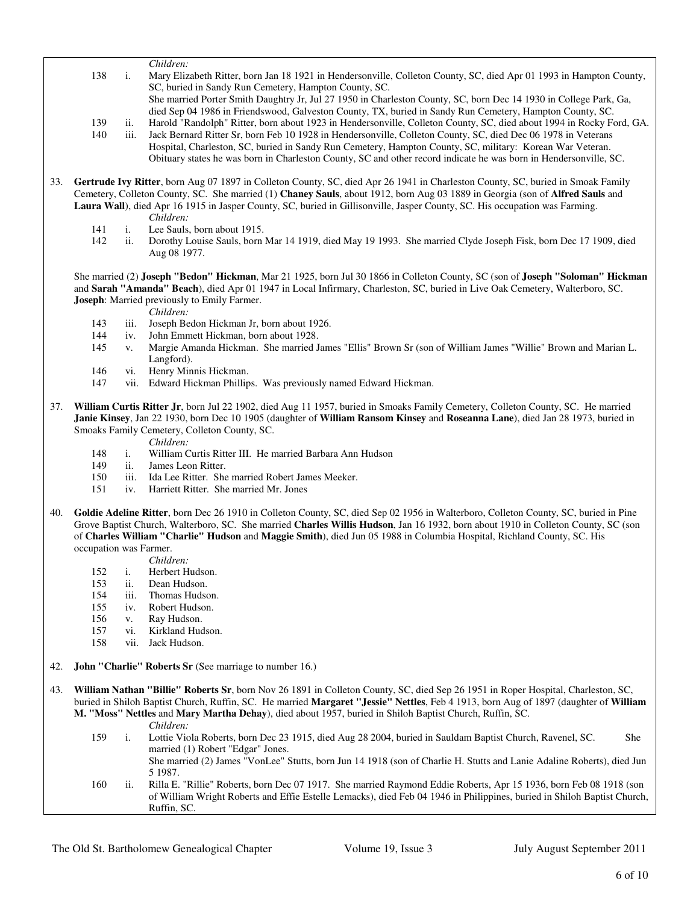*Children:*

138 i. Mary Elizabeth Ritter, born Jan 18 1921 in Hendersonville, Colleton County, SC, died Apr 01 1993 in Hampton County, SC, buried in Sandy Run Cemetery, Hampton County, SC.
She married Porter Smith Daughtry Jr, Jul 27 1950 in Charleston County, SC, born Dec 14 1930 in College Park, Ga, died Sep 04 1986 in Friendswood, Galveston County, TX, buried in Sandy Run Cemetery, Hampton County, SC.

139 ii. Harold "Randolph" Ritter, born about 1923 in Hendersonville, Colleton County, SC, died about 1994 in Rocky Ford, GA.

140 iii. Jack Bernard Ritter Sr, born Feb 10 1928 in Hendersonville, Colleton County, SC, died Dec 06 1978 in Veterans Hospital, Charleston, SC, buried in Sandy Run Cemetery, Hampton County, SC, military: Korean War Veteran. Obituary states he was born in Charleston County, SC and other record indicate he was born in Hendersonville, SC.

33. **Gertrude Ivy Ritter**, born Aug 07 1897 in Colleton County, SC, died Apr 26 1941 in Charleston County, SC, buried in Smoak Family Cemetery, Colleton County, SC. She married (1) **Chaney Sauls**, about 1912, born Aug 03 1889 in Georgia (son of **Alfred Sauls** and **Laura Wall**), died Apr 16 1915 in Jasper County, SC, buried in Gillisonville, Jasper County, SC. His occupation was Farming.

*Children:*

141 i. Lee Sauls, born about 1915.

142 ii. Dorothy Louise Sauls, born Mar 14 1919, died May 19 1993. She married Clyde Joseph Fisk, born Dec 17 1909, died Aug 08 1977.

She married (2) **Joseph "Bedon" Hickman**, Mar 21 1925, born Jul 30 1866 in Colleton County, SC (son of **Joseph "Soloman" Hickman** and **Sarah "Amanda" Beach**), died Apr 01 1947 in Local Infirmary, Charleston, SC, buried in Live Oak Cemetery, Walterboro, SC. **Joseph**: Married previously to Emily Farmer.

*Children:*

143 iii. Joseph Bedon Hickman Jr, born about 1926.

144 iv. John Emmett Hickman, born about 1928.

145 v. Margie Amanda Hickman. She married James "Ellis" Brown Sr (son of William James "Willie" Brown and Marian L. Langford).

146 vi. Henry Minnis Hickman.

147 vii. Edward Hickman Phillips. Was previously named Edward Hickman.

37. **William Curtis Ritter Jr**, born Jul 22 1902, died Aug 11 1957, buried in Smoaks Family Cemetery, Colleton County, SC. He married **Janie Kinsey**, Jan 22 1930, born Dec 10 1905 (daughter of **William Ransom Kinsey** and **Roseanna Lane**), died Jan 28 1973, buried in Smoaks Family Cemetery, Colleton County, SC.

*Children:*

148 i. William Curtis Ritter III. He married Barbara Ann Hudson

149 ii. James Leon Ritter.

150 iii. Ida Lee Ritter. She married Robert James Meeker.

151 iv. Harriett Ritter. She married Mr. Jones

40. **Goldie Adeline Ritter**, born Dec 26 1910 in Colleton County, SC, died Sep 02 1956 in Walterboro, Colleton County, SC, buried in Pine Grove Baptist Church, Walterboro, SC. She married **Charles Willis Hudson**, Jan 16 1932, born about 1910 in Colleton County, SC (son of **Charles William "Charlie" Hudson** and **Maggie Smith**), died Jun 05 1988 in Columbia Hospital, Richland County, SC. His occupation was Farmer.

*Children:*

152 i. Herbert Hudson.

153 ii. Dean Hudson.

154 iii. Thomas Hudson.

155 iv. Robert Hudson.

156 v. Ray Hudson.

157 vi. Kirkland Hudson.

158 vii. Jack Hudson.

42. **John "Charlie" Roberts Sr** (See marriage to number 16.)

43. **William Nathan "Billie" Roberts Sr**, born Nov 26 1891 in Colleton County, SC, died Sep 26 1951 in Roper Hospital, Charleston, SC, buried in Shiloh Baptist Church, Ruffin, SC. He married **Margaret "Jessie" Nettles**, Feb 4 1913, born Aug of 1897 (daughter of **William M. "Moss" Nettles** and **Mary Martha Dehay**), died about 1957, buried in Shiloh Baptist Church, Ruffin, SC.

*Children:*

159 i. Lottie Viola Roberts, born Dec 23 1915, died Aug 28 2004, buried in Sauldam Baptist Church, Ravenel, SC. She married (1) Robert "Edgar" Jones.
She married (2) James "VonLee" Stutts, born Jun 14 1918 (son of Charlie H. Stutts and Lanie Adaline Roberts), died Jun 5 1987.

160 ii. Rilla E. "Rillie" Roberts, born Dec 07 1917. She married Raymond Eddie Roberts, Apr 15 1936, born Feb 08 1918 (son of William Wright Roberts and Effie Estelle Lemacks), died Feb 04 1946 in Philippines, buried in Shiloh Baptist Church, Ruffin, SC.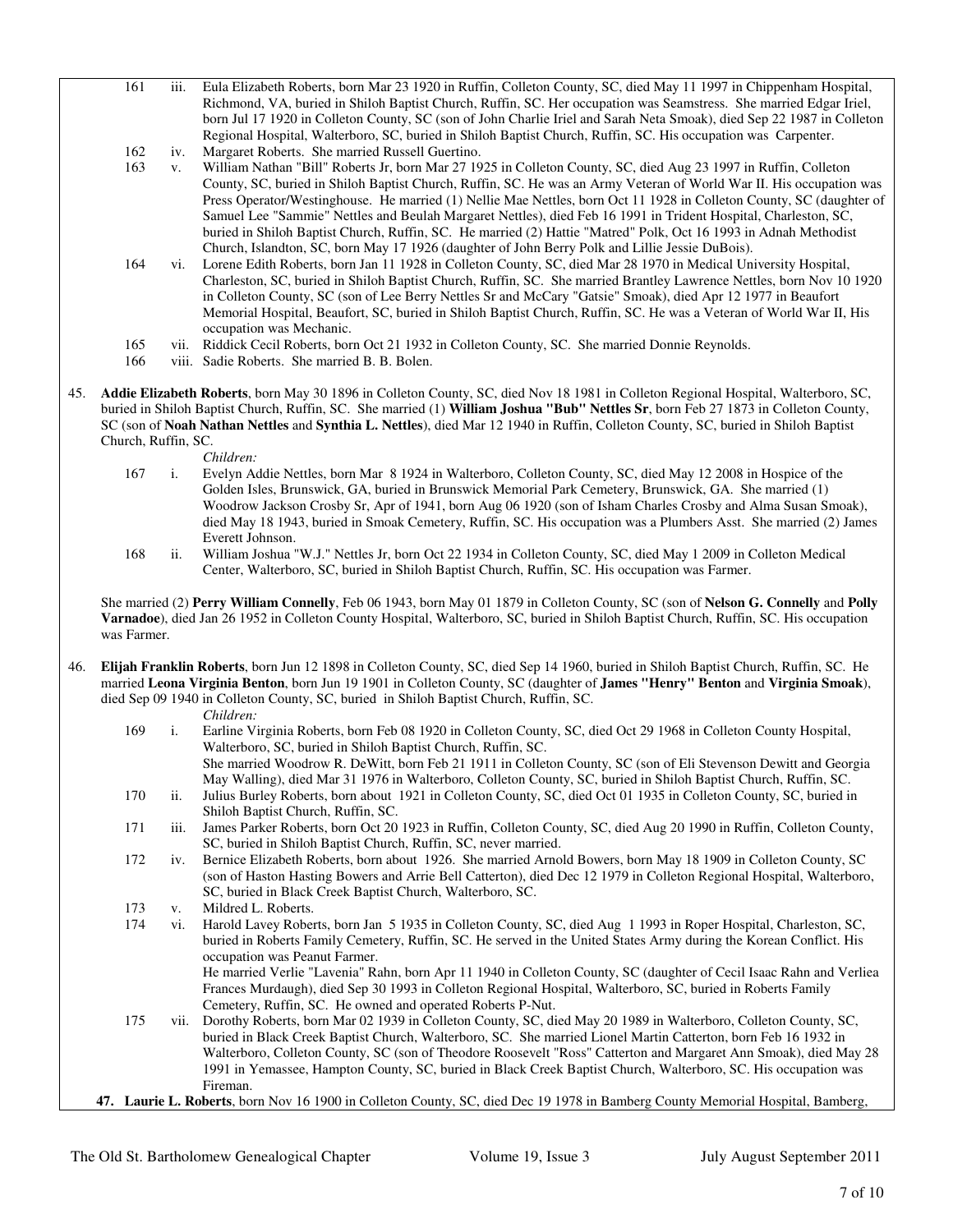161 iii. Eula Elizabeth Roberts, born Mar 23 1920 in Ruffin, Colleton County, SC, died May 11 1997 in Chippenham Hospital, Richmond, VA, buried in Shiloh Baptist Church, Ruffin, SC. Her occupation was Seamstress. She married Edgar Iriel, born Jul 17 1920 in Colleton County, SC (son of John Charlie Iriel and Sarah Neta Smoak), died Sep 22 1987 in Colleton Regional Hospital, Walterboro, SC, buried in Shiloh Baptist Church, Ruffin, SC. His occupation was Carpenter.

162 iv. Margaret Roberts. She married Russell Guertino.

163 v. William Nathan "Bill" Roberts Jr, born Mar 27 1925 in Colleton County, SC, died Aug 23 1997 in Ruffin, Colleton County, SC, buried in Shiloh Baptist Church, Ruffin, SC. He was an Army Veteran of World War II. His occupation was Press Operator/Westinghouse. He married (1) Nellie Mae Nettles, born Oct 11 1928 in Colleton County, SC (daughter of Samuel Lee "Sammie" Nettles and Beulah Margaret Nettles), died Feb 16 1991 in Trident Hospital, Charleston, SC, buried in Shiloh Baptist Church, Ruffin, SC. He married (2) Hattie "Matred" Polk, Oct 16 1993 in Adnah Methodist Church, Islandton, SC, born May 17 1926 (daughter of John Berry Polk and Lillie Jessie DuBois).

164 vi. Lorene Edith Roberts, born Jan 11 1928 in Colleton County, SC, died Mar 28 1970 in Medical University Hospital, Charleston, SC, buried in Shiloh Baptist Church, Ruffin, SC. She married Brantley Lawrence Nettles, born Nov 10 1920 in Colleton County, SC (son of Lee Berry Nettles Sr and McCary "Gatsie" Smoak), died Apr 12 1977 in Beaufort Memorial Hospital, Beaufort, SC, buried in Shiloh Baptist Church, Ruffin, SC. He was a Veteran of World War II, His occupation was Mechanic.

165 vii. Riddick Cecil Roberts, born Oct 21 1932 in Colleton County, SC. She married Donnie Reynolds.

166 viii. Sadie Roberts. She married B. B. Bolen.

45. **Addie Elizabeth Roberts**, born May 30 1896 in Colleton County, SC, died Nov 18 1981 in Colleton Regional Hospital, Walterboro, SC, buried in Shiloh Baptist Church, Ruffin, SC. She married (1) **William Joshua "Bub" Nettles Sr**, born Feb 27 1873 in Colleton County, SC (son of **Noah Nathan Nettles** and **Synthia L. Nettles**), died Mar 12 1940 in Ruffin, Colleton County, SC, buried in Shiloh Baptist Church, Ruffin, SC.

*Children:*

167 i. Evelyn Addie Nettles, born Mar 8 1924 in Walterboro, Colleton County, SC, died May 12 2008 in Hospice of the Golden Isles, Brunswick, GA, buried in Brunswick Memorial Park Cemetery, Brunswick, GA. She married (1) Woodrow Jackson Crosby Sr, Apr of 1941, born Aug 06 1920 (son of Isham Charles Crosby and Alma Susan Smoak), died May 18 1943, buried in Smoak Cemetery, Ruffin, SC. His occupation was a Plumbers Asst. She married (2) James Everett Johnson.

168 ii. William Joshua "W.J." Nettles Jr, born Oct 22 1934 in Colleton County, SC, died May 1 2009 in Colleton Medical Center, Walterboro, SC, buried in Shiloh Baptist Church, Ruffin, SC. His occupation was Farmer.

She married (2) **Perry William Connelly**, Feb 06 1943, born May 01 1879 in Colleton County, SC (son of **Nelson G. Connelly** and **Polly Varnadoe**), died Jan 26 1952 in Colleton County Hospital, Walterboro, SC, buried in Shiloh Baptist Church, Ruffin, SC. His occupation was Farmer.

46. **Elijah Franklin Roberts**, born Jun 12 1898 in Colleton County, SC, died Sep 14 1960, buried in Shiloh Baptist Church, Ruffin, SC. He married **Leona Virginia Benton**, born Jun 19 1901 in Colleton County, SC (daughter of **James "Henry" Benton** and **Virginia Smoak**), died Sep 09 1940 in Colleton County, SC, buried in Shiloh Baptist Church, Ruffin, SC.

*Children:*

169 i. Earline Virginia Roberts, born Feb 08 1920 in Colleton County, SC, died Oct 29 1968 in Colleton County Hospital, Walterboro, SC, buried in Shiloh Baptist Church, Ruffin, SC.
She married Woodrow R. DeWitt, born Feb 21 1911 in Colleton County, SC (son of Eli Stevenson Dewitt and Georgia May Walling), died Mar 31 1976 in Walterboro, Colleton County, SC, buried in Shiloh Baptist Church, Ruffin, SC.

170 ii. Julius Burley Roberts, born about 1921 in Colleton County, SC, died Oct 01 1935 in Colleton County, SC, buried in Shiloh Baptist Church, Ruffin, SC.

171 iii. James Parker Roberts, born Oct 20 1923 in Ruffin, Colleton County, SC, died Aug 20 1990 in Ruffin, Colleton County, SC, buried in Shiloh Baptist Church, Ruffin, SC, never married.

172 iv. Bernice Elizabeth Roberts, born about 1926. She married Arnold Bowers, born May 18 1909 in Colleton County, SC (son of Haston Hasting Bowers and Arrie Bell Catterton), died Dec 12 1979 in Colleton Regional Hospital, Walterboro, SC, buried in Black Creek Baptist Church, Walterboro, SC.

173 v. Mildred L. Roberts.

174 vi. Harold Lavey Roberts, born Jan 5 1935 in Colleton County, SC, died Aug 1 1993 in Roper Hospital, Charleston, SC, buried in Roberts Family Cemetery, Ruffin, SC. He served in the United States Army during the Korean Conflict. His occupation was Peanut Farmer.
He married Verlie "Lavenia" Rahn, born Apr 11 1940 in Colleton County, SC (daughter of Cecil Isaac Rahn and Verliea Frances Murdaugh), died Sep 30 1993 in Colleton Regional Hospital, Walterboro, SC, buried in Roberts Family Cemetery, Ruffin, SC. He owned and operated Roberts P-Nut.

175 vii. Dorothy Roberts, born Mar 02 1939 in Colleton County, SC, died May 20 1989 in Walterboro, Colleton County, SC, buried in Black Creek Baptist Church, Walterboro, SC. She married Lionel Martin Catterton, born Feb 16 1932 in Walterboro, Colleton County, SC (son of Theodore Roosevelt "Ross" Catterton and Margaret Ann Smoak), died May 28 1991 in Yemassee, Hampton County, SC, buried in Black Creek Baptist Church, Walterboro, SC. His occupation was Fireman.

47. **Laurie L. Roberts**, born Nov 16 1900 in Colleton County, SC, died Dec 19 1978 in Bamberg County Memorial Hospital, Bamberg,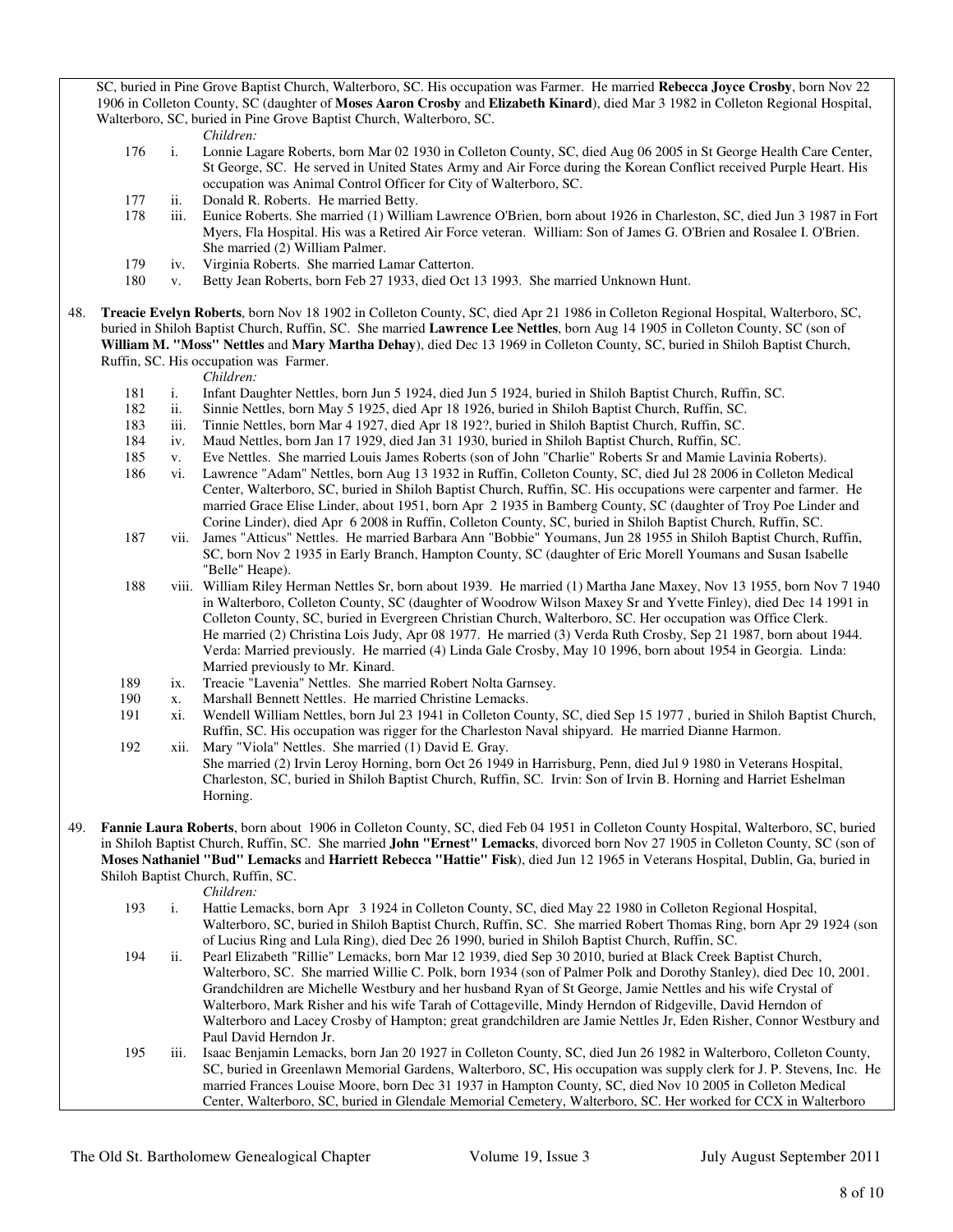SC, buried in Pine Grove Baptist Church, Walterboro, SC. His occupation was Farmer. He married **Rebecca Joyce Crosby**, born Nov 22 1906 in Colleton County, SC (daughter of **Moses Aaron Crosby** and **Elizabeth Kinard**), died Mar 3 1982 in Colleton Regional Hospital, Walterboro, SC, buried in Pine Grove Baptist Church, Walterboro, SC.

*Children:*

- 176 i. Lonnie Lagare Roberts, born Mar 02 1930 in Colleton County, SC, died Aug 06 2005 in St George Health Care Center, St George, SC. He served in United States Army and Air Force during the Korean Conflict received Purple Heart. His occupation was Animal Control Officer for City of Walterboro, SC.
- 177 ii. Donald R. Roberts. He married Betty.
- 178 iii. Eunice Roberts. She married (1) William Lawrence O'Brien, born about 1926 in Charleston, SC, died Jun 3 1987 in Fort Myers, Fla Hospital. His was a Retired Air Force veteran. William: Son of James G. O'Brien and Rosalee I. O'Brien. She married (2) William Palmer.
- 179 iv. Virginia Roberts. She married Lamar Catterton.
- 180 v. Betty Jean Roberts, born Feb 27 1933, died Oct 13 1993. She married Unknown Hunt.

48. **Treacie Evelyn Roberts**, born Nov 18 1902 in Colleton County, SC, died Apr 21 1986 in Colleton Regional Hospital, Walterboro, SC, buried in Shiloh Baptist Church, Ruffin, SC. She married **Lawrence Lee Nettles**, born Aug 14 1905 in Colleton County, SC (son of **William M. "Moss" Nettles** and **Mary Martha Dehay**), died Dec 13 1969 in Colleton County, SC, buried in Shiloh Baptist Church, Ruffin, SC. His occupation was Farmer.

*Children:*

- 181 i. Infant Daughter Nettles, born Jun 5 1924, died Jun 5 1924, buried in Shiloh Baptist Church, Ruffin, SC.
- 182 ii. Sinnie Nettles, born May 5 1925, died Apr 18 1926, buried in Shiloh Baptist Church, Ruffin, SC.
- 183 iii. Tinnie Nettles, born Mar 4 1927, died Apr 18 192?, buried in Shiloh Baptist Church, Ruffin, SC.
- 184 iv. Maud Nettles, born Jan 17 1929, died Jan 31 1930, buried in Shiloh Baptist Church, Ruffin, SC.
- 185 v. Eve Nettles. She married Louis James Roberts (son of John "Charlie" Roberts Sr and Mamie Lavinia Roberts).
- 186 vi. Lawrence "Adam" Nettles, born Aug 13 1932 in Ruffin, Colleton County, SC, died Jul 28 2006 in Colleton Medical Center, Walterboro, SC, buried in Shiloh Baptist Church, Ruffin, SC. His occupations were carpenter and farmer. He married Grace Elise Linder, about 1951, born Apr 2 1935 in Bamberg County, SC (daughter of Troy Poe Linder and Corine Linder), died Apr 6 2008 in Ruffin, Colleton County, SC, buried in Shiloh Baptist Church, Ruffin, SC.
- 187 vii. James "Atticus" Nettles. He married Barbara Ann "Bobbie" Youmans, Jun 28 1955 in Shiloh Baptist Church, Ruffin, SC, born Nov 2 1935 in Early Branch, Hampton County, SC (daughter of Eric Morell Youmans and Susan Isabelle "Belle" Heape).
- 188 viii. William Riley Herman Nettles Sr, born about 1939. He married (1) Martha Jane Maxey, Nov 13 1955, born Nov 7 1940 in Walterboro, Colleton County, SC (daughter of Woodrow Wilson Maxey Sr and Yvette Finley), died Dec 14 1991 in Colleton County, SC, buried in Evergreen Christian Church, Walterboro, SC. Her occupation was Office Clerk. He married (2) Christina Lois Judy, Apr 08 1977. He married (3) Verda Ruth Crosby, Sep 21 1987, born about 1944. Verda: Married previously. He married (4) Linda Gale Crosby, May 10 1996, born about 1954 in Georgia. Linda: Married previously to Mr. Kinard.
- 189 ix. Treacie "Lavenia" Nettles. She married Robert Nolta Garnsey.
- 190 x. Marshall Bennett Nettles. He married Christine Lemacks.
- 191 xi. Wendell William Nettles, born Jul 23 1941 in Colleton County, SC, died Sep 15 1977 , buried in Shiloh Baptist Church, Ruffin, SC. His occupation was rigger for the Charleston Naval shipyard. He married Dianne Harmon.
- 192 xii. Mary "Viola" Nettles. She married (1) David E. Gray.
  She married (2) Irvin Leroy Horning, born Oct 26 1949 in Harrisburg, Penn, died Jul 9 1980 in Veterans Hospital, Charleston, SC, buried in Shiloh Baptist Church, Ruffin, SC. Irvin: Son of Irvin B. Horning and Harriet Eshelman Horning.

49. **Fannie Laura Roberts**, born about 1906 in Colleton County, SC, died Feb 04 1951 in Colleton County Hospital, Walterboro, SC, buried in Shiloh Baptist Church, Ruffin, SC. She married **John "Ernest" Lemacks**, divorced born Nov 27 1905 in Colleton County, SC (son of **Moses Nathaniel "Bud" Lemacks** and **Harriett Rebecca "Hattie" Fisk**), died Jun 12 1965 in Veterans Hospital, Dublin, Ga, buried in Shiloh Baptist Church, Ruffin, SC.

*Children:*

- 193 i. Hattie Lemacks, born Apr 3 1924 in Colleton County, SC, died May 22 1980 in Colleton Regional Hospital, Walterboro, SC, buried in Shiloh Baptist Church, Ruffin, SC. She married Robert Thomas Ring, born Apr 29 1924 (son of Lucius Ring and Lula Ring), died Dec 26 1990, buried in Shiloh Baptist Church, Ruffin, SC.
- 194 ii. Pearl Elizabeth "Rillie" Lemacks, born Mar 12 1939, died Sep 30 2010, buried at Black Creek Baptist Church, Walterboro, SC. She married Willie C. Polk, born 1934 (son of Palmer Polk and Dorothy Stanley), died Dec 10, 2001. Grandchildren are Michelle Westbury and her husband Ryan of St George, Jamie Nettles and his wife Crystal of Walterboro, Mark Risher and his wife Tarah of Cottageville, Mindy Herndon of Ridgeville, David Herndon of Walterboro and Lacey Crosby of Hampton; great grandchildren are Jamie Nettles Jr, Eden Risher, Connor Westbury and Paul David Herndon Jr.
- 195 iii. Isaac Benjamin Lemacks, born Jan 20 1927 in Colleton County, SC, died Jun 26 1982 in Walterboro, Colleton County, SC, buried in Greenlawn Memorial Gardens, Walterboro, SC, His occupation was supply clerk for J. P. Stevens, Inc. He married Frances Louise Moore, born Dec 31 1937 in Hampton County, SC, died Nov 10 2005 in Colleton Medical Center, Walterboro, SC, buried in Glendale Memorial Cemetery, Walterboro, SC. Her worked for CCX in Walterboro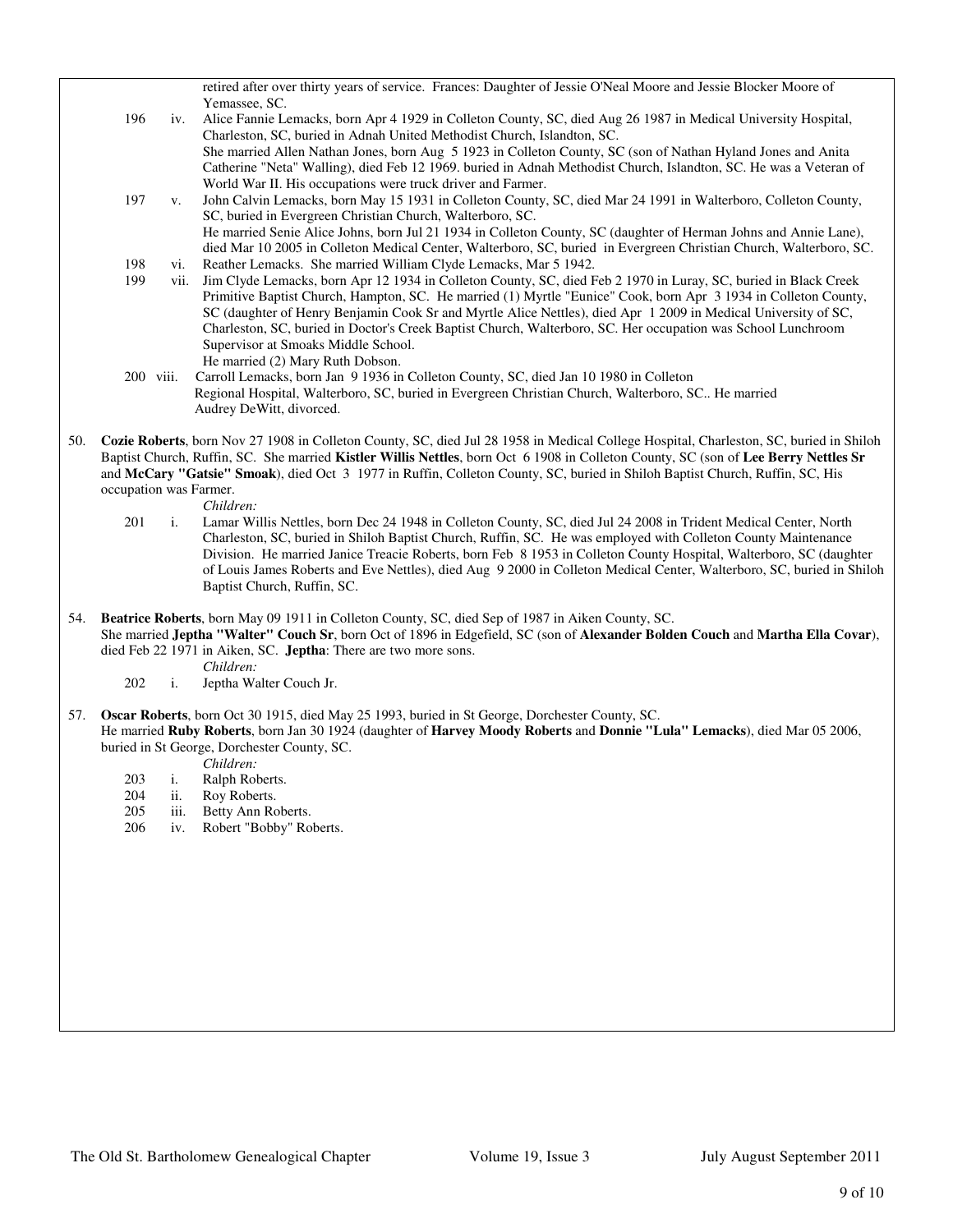retired after over thirty years of service. Frances: Daughter of Jessie O'Neal Moore and Jessie Blocker Moore of Yemassee, SC.

196 iv. Alice Fannie Lemacks, born Apr 4 1929 in Colleton County, SC, died Aug 26 1987 in Medical University Hospital, Charleston, SC, buried in Adnah United Methodist Church, Islandton, SC.
She married Allen Nathan Jones, born Aug 5 1923 in Colleton County, SC (son of Nathan Hyland Jones and Anita Catherine "Neta" Walling), died Feb 12 1969. buried in Adnah Methodist Church, Islandton, SC. He was a Veteran of World War II. His occupations were truck driver and Farmer.

197 v. John Calvin Lemacks, born May 15 1931 in Colleton County, SC, died Mar 24 1991 in Walterboro, Colleton County, SC, buried in Evergreen Christian Church, Walterboro, SC.
He married Senie Alice Johns, born Jul 21 1934 in Colleton County, SC (daughter of Herman Johns and Annie Lane), died Mar 10 2005 in Colleton Medical Center, Walterboro, SC, buried in Evergreen Christian Church, Walterboro, SC.

198 vi. Reather Lemacks. She married William Clyde Lemacks, Mar 5 1942.

199 vii. Jim Clyde Lemacks, born Apr 12 1934 in Colleton County, SC, died Feb 2 1970 in Luray, SC, buried in Black Creek Primitive Baptist Church, Hampton, SC. He married (1) Myrtle "Eunice" Cook, born Apr 3 1934 in Colleton County, SC (daughter of Henry Benjamin Cook Sr and Myrtle Alice Nettles), died Apr 1 2009 in Medical University of SC, Charleston, SC, buried in Doctor's Creek Baptist Church, Walterboro, SC. Her occupation was School Lunchroom Supervisor at Smoaks Middle School.
He married (2) Mary Ruth Dobson.

200 viii. Carroll Lemacks, born Jan 9 1936 in Colleton County, SC, died Jan 10 1980 in Colleton Regional Hospital, Walterboro, SC, buried in Evergreen Christian Church, Walterboro, SC.. He married Audrey DeWitt, divorced.

50. **Cozie Roberts**, born Nov 27 1908 in Colleton County, SC, died Jul 28 1958 in Medical College Hospital, Charleston, SC, buried in Shiloh Baptist Church, Ruffin, SC. She married **Kistler Willis Nettles**, born Oct 6 1908 in Colleton County, SC (son of **Lee Berry Nettles Sr** and **McCary "Gatsie" Smoak**), died Oct 3 1977 in Ruffin, Colleton County, SC, buried in Shiloh Baptist Church, Ruffin, SC, His occupation was Farmer.

*Children:*

201 i. Lamar Willis Nettles, born Dec 24 1948 in Colleton County, SC, died Jul 24 2008 in Trident Medical Center, North Charleston, SC, buried in Shiloh Baptist Church, Ruffin, SC. He was employed with Colleton County Maintenance Division. He married Janice Treacie Roberts, born Feb 8 1953 in Colleton County Hospital, Walterboro, SC (daughter of Louis James Roberts and Eve Nettles), died Aug 9 2000 in Colleton Medical Center, Walterboro, SC, buried in Shiloh Baptist Church, Ruffin, SC.

54. **Beatrice Roberts**, born May 09 1911 in Colleton County, SC, died Sep of 1987 in Aiken County, SC.
She married **Jeptha "Walter" Couch Sr**, born Oct of 1896 in Edgefield, SC (son of **Alexander Bolden Couch** and **Martha Ella Covar**), died Feb 22 1971 in Aiken, SC. **Jeptha**: There are two more sons.

*Children:*

202 i. Jeptha Walter Couch Jr.

57. **Oscar Roberts**, born Oct 30 1915, died May 25 1993, buried in St George, Dorchester County, SC.
He married **Ruby Roberts**, born Jan 30 1924 (daughter of **Harvey Moody Roberts** and **Donnie "Lula" Lemacks**), died Mar 05 2006, buried in St George, Dorchester County, SC.

*Children:*

203 i. Ralph Roberts.
204 ii. Roy Roberts.
205 iii. Betty Ann Roberts.
206 iv. Robert "Bobby" Roberts.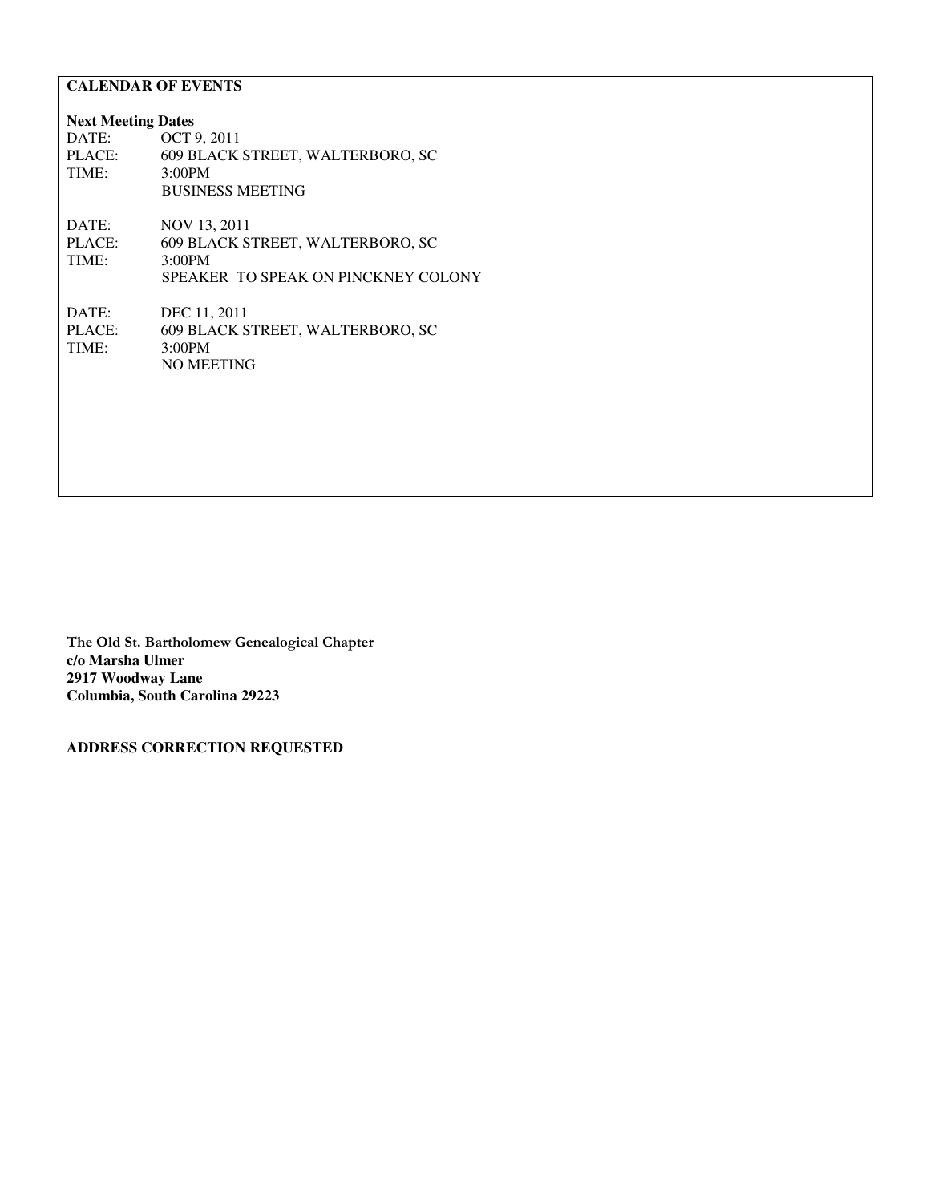**CALENDAR OF EVENTS**

**Next Meeting Dates**

DATE: OCT 9, 2011
PLACE: 609 BLACK STREET, WALTERBORO, SC
TIME: 3:00PM
BUSINESS MEETING

DATE: NOV 13, 2011
PLACE: 609 BLACK STREET, WALTERBORO, SC
TIME: 3:00PM
SPEAKER TO SPEAK ON PINCKNEY COLONY

DATE: DEC 11, 2011
PLACE: 609 BLACK STREET, WALTERBORO, SC
TIME: 3:00PM
NO MEETING

**The Old St. Bartholomew Genealogical Chapter**
**c/o Marsha Ulmer**
**2917 Woodway Lane**
**Columbia, South Carolina 29223**

**ADDRESS CORRECTION REQUESTED**